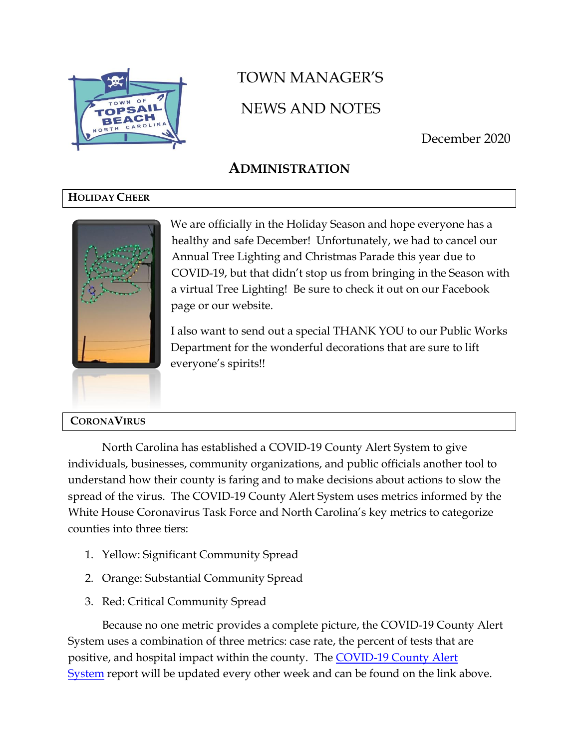# TOWN MANAGER'S NEWS AND NOTES

December 2020

## ADMINISTRATION

### HOLIDAY CHEER

We are officially in the Holiday Season and hope everyone has a healthy and safe December! Unfortunately, we had to cancel our Annual Tree Lighting and Christmas Parade this year due to COVID-19, but that didn't stop us from bringing in the Season with a virtual Tree Lighting! Be sure to check it out on our Facebook page or our website.

I also want to send out a special THANK YOU to our Public Works Department for the wonderful decorations that are sure to lift everyone's spirits!!

### CORONAVIRUS

North Carolina has established a COVID-19 County Alert System to give individuals, businesses, community organizations, and public officials another tool to understand how their county is faring and to make decisions about actions to slow the spread of the virus. The COVID-19 County Alert System uses metrics informed by the White House Coronavirus Task Force and North Carolina's key metrics to categorize counties into three tiers:

1. Yellow: Significant Community Spread
2. Orange: Substantial Community Spread
3. Red: Critical Community Spread

Because no one metric provides a complete picture, the COVID-19 County Alert System uses a combination of three metrics: case rate, the percent of tests that are positive, and hospital impact within the county. The COVID-19 County Alert System report will be updated every other week and can be found on the link above.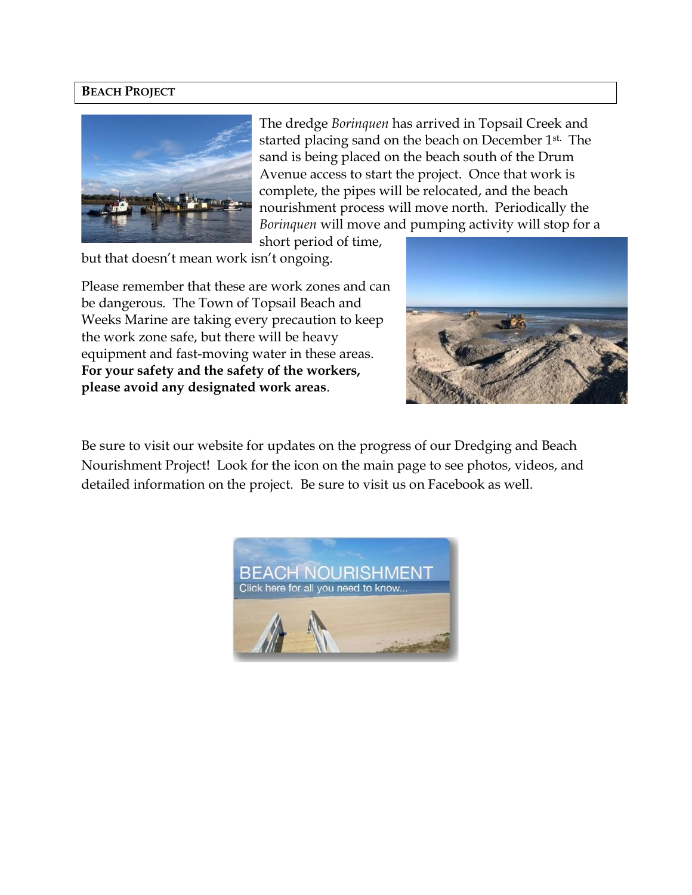## BEACH PROJECT

The dredge *Borinquen* has arrived in Topsail Creek and started placing sand on the beach on December 1st. The sand is being placed on the beach south of the Drum Avenue access to start the project. Once that work is complete, the pipes will be relocated, and the beach nourishment process will move north. Periodically the *Borinquen* will move and pumping activity will stop for a short period of time, but that doesn't mean work isn't ongoing.

Please remember that these are work zones and can be dangerous. The Town of Topsail Beach and Weeks Marine are taking every precaution to keep the work zone safe, but there will be heavy equipment and fast-moving water in these areas. **For your safety and the safety of the workers, please avoid any designated work areas**.

Be sure to visit our website for updates on the progress of our Dredging and Beach Nourishment Project! Look for the icon on the main page to see photos, videos, and detailed information on the project. Be sure to visit us on Facebook as well.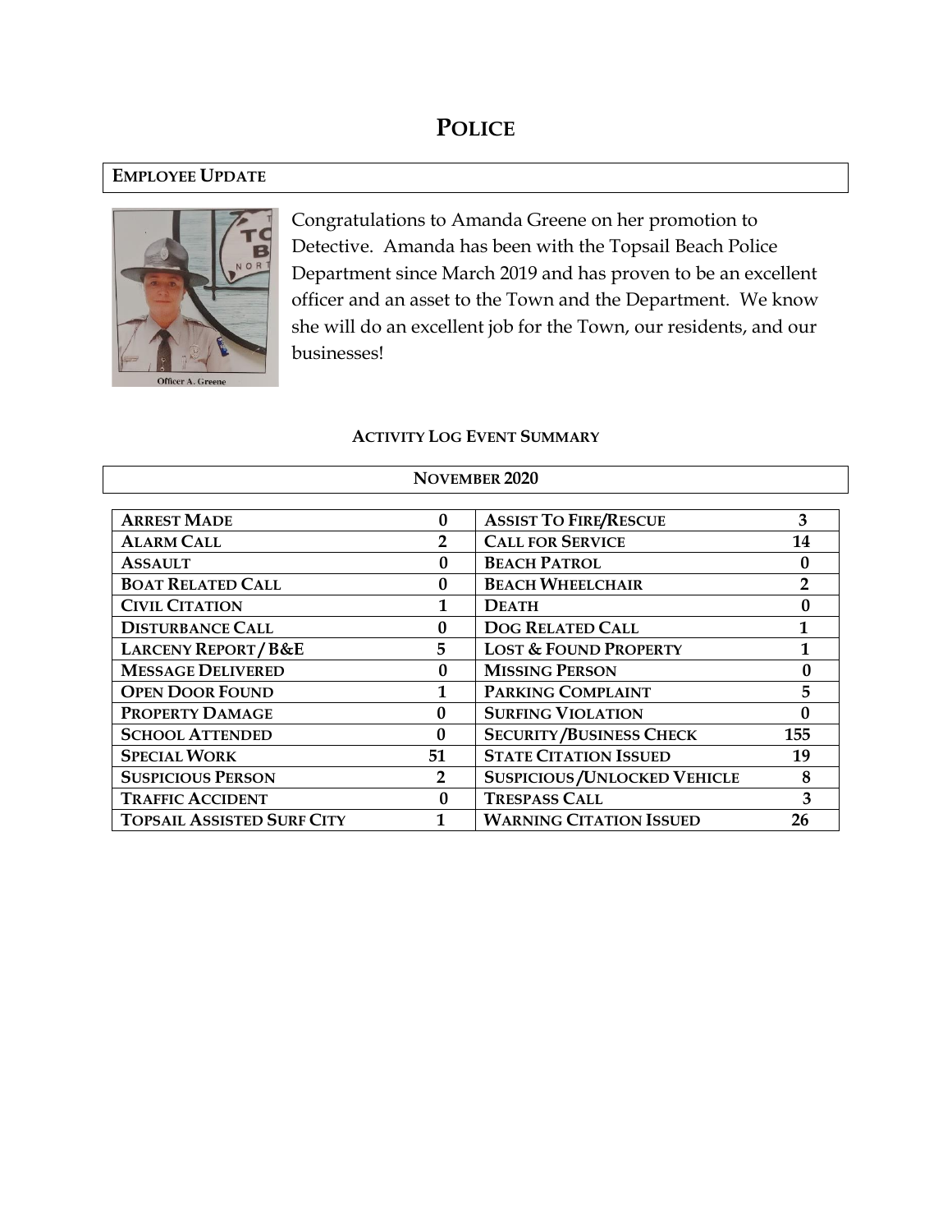# POLICE

## EMPLOYEE UPDATE

Officer A. Greene

Congratulations to Amanda Greene on her promotion to Detective. Amanda has been with the Topsail Beach Police Department since March 2019 and has proven to be an excellent officer and an asset to the Town and the Department. We know she will do an excellent job for the Town, our residents, and our businesses!

### ACTIVITY LOG EVENT SUMMARY

**NOVEMBER 2020**

| | | | |
|---|---|---|---|
| ARREST MADE | 0 | ASSIST TO FIRE/RESCUE | 3 |
| ALARM CALL | 2 | CALL FOR SERVICE | 14 |
| ASSAULT | 0 | BEACH PATROL | 0 |
| BOAT RELATED CALL | 0 | BEACH WHEELCHAIR | 2 |
| CIVIL CITATION | 1 | DEATH | 0 |
| DISTURBANCE CALL | 0 | DOG RELATED CALL | 1 |
| LARCENY REPORT / B&E | 5 | LOST & FOUND PROPERTY | 1 |
| MESSAGE DELIVERED | 0 | MISSING PERSON | 0 |
| OPEN DOOR FOUND | 1 | PARKING COMPLAINT | 5 |
| PROPERTY DAMAGE | 0 | SURFING VIOLATION | 0 |
| SCHOOL ATTENDED | 0 | SECURITY /BUSINESS CHECK | 155 |
| SPECIAL WORK | 51 | STATE CITATION ISSUED | 19 |
| SUSPICIOUS PERSON | 2 | SUSPICIOUS /UNLOCKED VEHICLE | 8 |
| TRAFFIC ACCIDENT | 0 | TRESPASS CALL | 3 |
| TOPSAIL ASSISTED SURF CITY | 1 | WARNING CITATION ISSUED | 26 |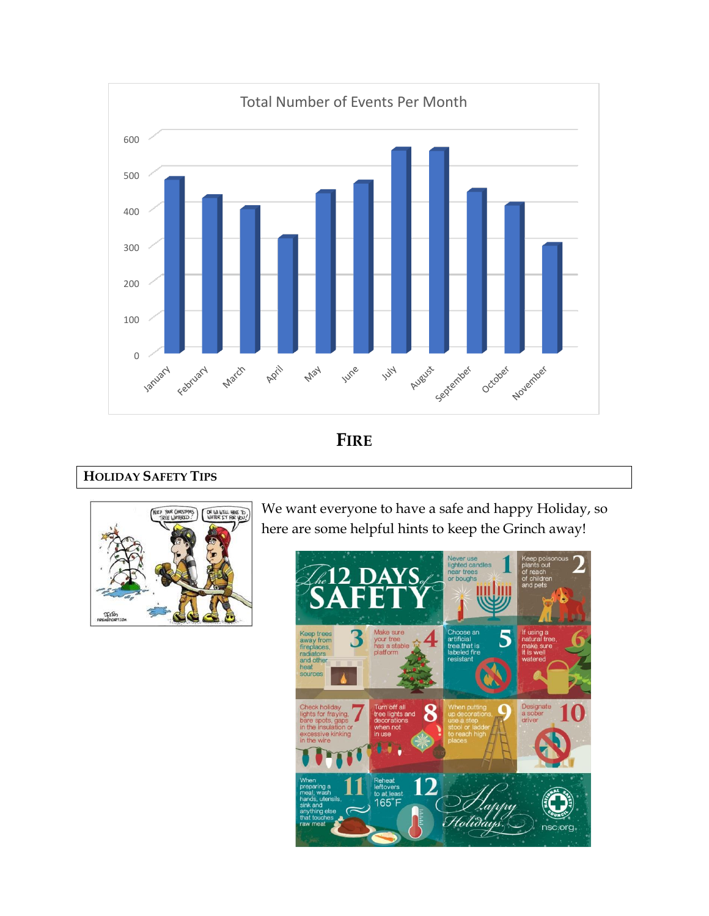Total Number of Events Per Month

| Month | Events |
| --- | --- |
| January | ~480 |
| February | ~430 |
| March | ~400 |
| April | ~320 |
| May | ~445 |
| June | ~470 |
| July | ~560 |
| August | ~560 |
| September | ~450 |
| October | ~410 |
| November | ~300 |

## FIRE

### HOLIDAY SAFETY TIPS

We want everyone to have a safe and happy Holiday, so here are some helpful hints to keep the Grinch away!

**The 12 Days of Safety**

1. Never use lighted candles near trees or boughs
2. Keep poisonous plants out of reach of children and pets
3. Keep trees away from fireplaces, radiators and other heat sources
4. Make sure your tree has a stable platform
5. Choose an artificial tree that is labeled fire resistant
6. If using a natural tree, make sure it is well watered
7. Check holiday lights for fraying, bare spots, gaps in the insulation or excessive kinking in the wire
8. Turn off all tree lights and decorations when not in use
9. When putting up decorations, use a step stool or ladder to reach high places
10. Designate a sober driver
11. When preparing a meal, wash hands, utensils, sink and anything else that touches raw meat
12. Reheat leftovers to at least 165°F

Happy Holidays

nsc.org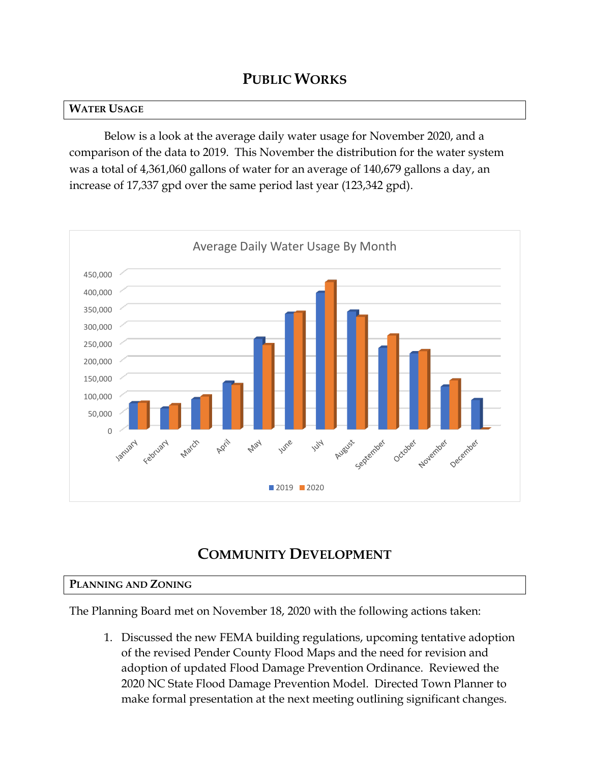# Public Works

## Water Usage

Below is a look at the average daily water usage for November 2020, and a comparison of the data to 2019. This November the distribution for the water system was a total of 4,361,060 gallons of water for an average of 140,679 gallons a day, an increase of 17,337 gpd over the same period last year (123,342 gpd).

Average Daily Water Usage By Month

# Community Development

## Planning and Zoning

The Planning Board met on November 18, 2020 with the following actions taken:

1. Discussed the new FEMA building regulations, upcoming tentative adoption of the revised Pender County Flood Maps and the need for revision and adoption of updated Flood Damage Prevention Ordinance. Reviewed the 2020 NC State Flood Damage Prevention Model. Directed Town Planner to make formal presentation at the next meeting outlining significant changes.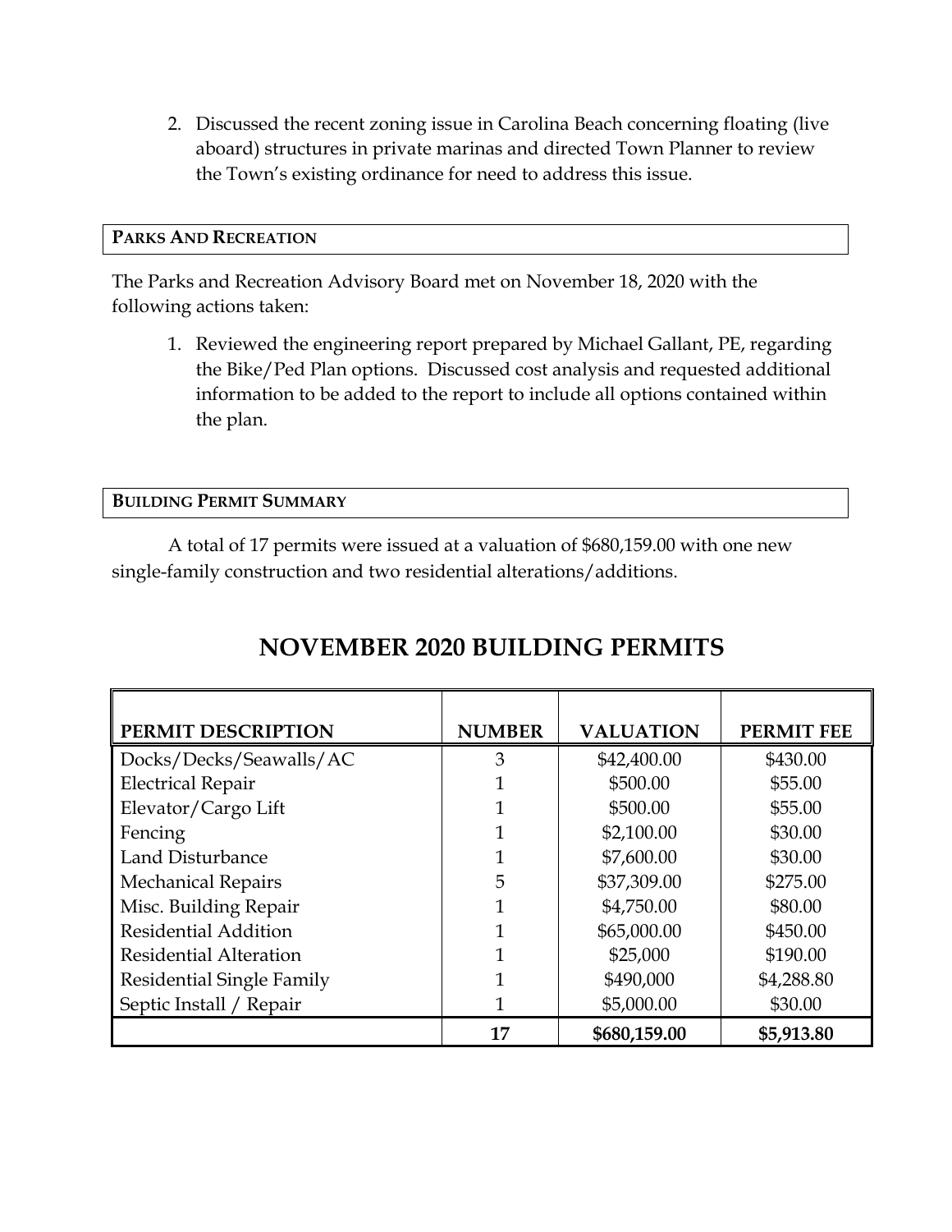2. Discussed the recent zoning issue in Carolina Beach concerning floating (live aboard) structures in private marinas and directed Town Planner to review the Town's existing ordinance for need to address this issue.

## PARKS AND RECREATION

The Parks and Recreation Advisory Board met on November 18, 2020 with the following actions taken:

1. Reviewed the engineering report prepared by Michael Gallant, PE, regarding the Bike/Ped Plan options. Discussed cost analysis and requested additional information to be added to the report to include all options contained within the plan.

## BUILDING PERMIT SUMMARY

A total of 17 permits were issued at a valuation of $680,159.00 with one new single-family construction and two residential alterations/additions.

# NOVEMBER 2020 BUILDING PERMITS

| PERMIT DESCRIPTION | NUMBER | VALUATION | PERMIT FEE |
|---|---|---|---|
| Docks/Decks/Seawalls/AC | 3 | $42,400.00 | $430.00 |
| Electrical Repair | 1 | $500.00 | $55.00 |
| Elevator/Cargo Lift | 1 | $500.00 | $55.00 |
| Fencing | 1 | $2,100.00 | $30.00 |
| Land Disturbance | 1 | $7,600.00 | $30.00 |
| Mechanical Repairs | 5 | $37,309.00 | $275.00 |
| Misc. Building Repair | 1 | $4,750.00 | $80.00 |
| Residential Addition | 1 | $65,000.00 | $450.00 |
| Residential Alteration | 1 | $25,000 | $190.00 |
| Residential Single Family | 1 | $490,000 | $4,288.80 |
| Septic Install / Repair | 1 | $5,000.00 | $30.00 |
| | **17** | **$680,159.00** | **$5,913.80** |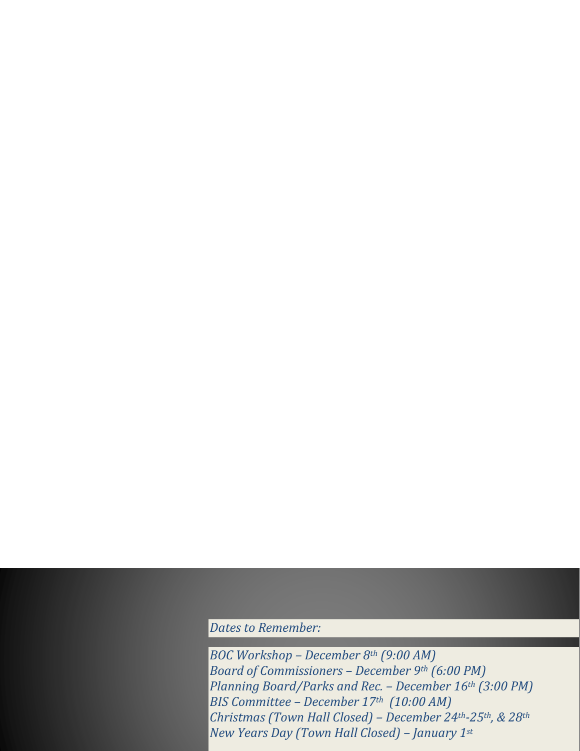*Dates to Remember:*

*BOC Workshop – December 8th (9:00 AM)*
*Board of Commissioners – December 9th (6:00 PM)*
*Planning Board/Parks and Rec. – December 16th (3:00 PM)*
*BIS Committee – December 17th (10:00 AM)*
*Christmas (Town Hall Closed) – December 24th-25th, & 28th*
*New Years Day (Town Hall Closed) – January 1st*